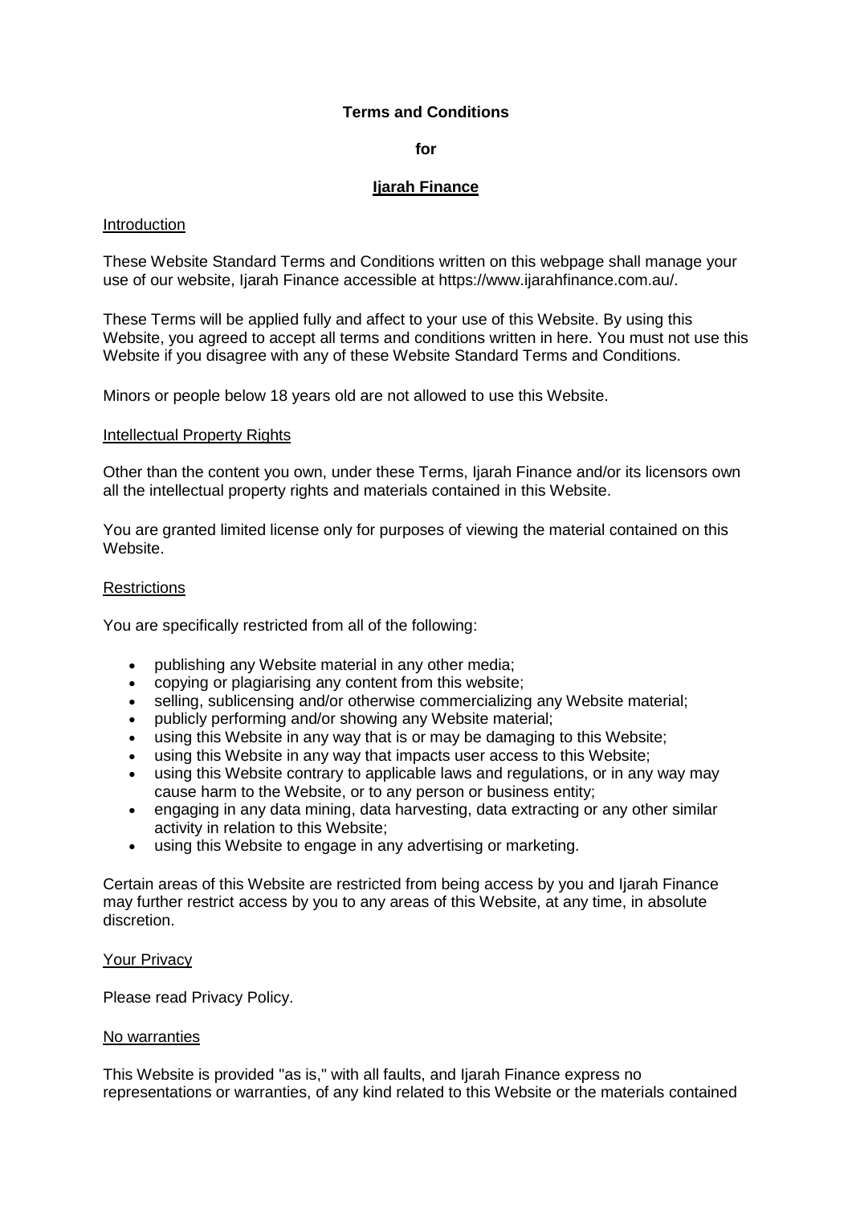**Terms and Conditions**

**for**

**Ijarah Finance**

## Introduction

These Website Standard Terms and Conditions written on this webpage shall manage your use of our website, Ijarah Finance accessible at https://www.ijarahfinance.com.au/.

These Terms will be applied fully and affect to your use of this Website. By using this Website, you agreed to accept all terms and conditions written in here. You must not use this Website if you disagree with any of these Website Standard Terms and Conditions.

Minors or people below 18 years old are not allowed to use this Website.

## Intellectual Property Rights

Other than the content you own, under these Terms, Ijarah Finance and/or its licensors own all the intellectual property rights and materials contained in this Website.

You are granted limited license only for purposes of viewing the material contained on this Website.

## Restrictions

You are specifically restricted from all of the following:

- publishing any Website material in any other media;
- copying or plagiarising any content from this website;
- selling, sublicensing and/or otherwise commercializing any Website material;
- publicly performing and/or showing any Website material;
- using this Website in any way that is or may be damaging to this Website;
- using this Website in any way that impacts user access to this Website;
- using this Website contrary to applicable laws and regulations, or in any way may cause harm to the Website, or to any person or business entity;
- engaging in any data mining, data harvesting, data extracting or any other similar activity in relation to this Website;
- using this Website to engage in any advertising or marketing.

Certain areas of this Website are restricted from being access by you and Ijarah Finance may further restrict access by you to any areas of this Website, at any time, in absolute discretion.

## Your Privacy

Please read Privacy Policy.

## No warranties

This Website is provided "as is," with all faults, and Ijarah Finance express no representations or warranties, of any kind related to this Website or the materials contained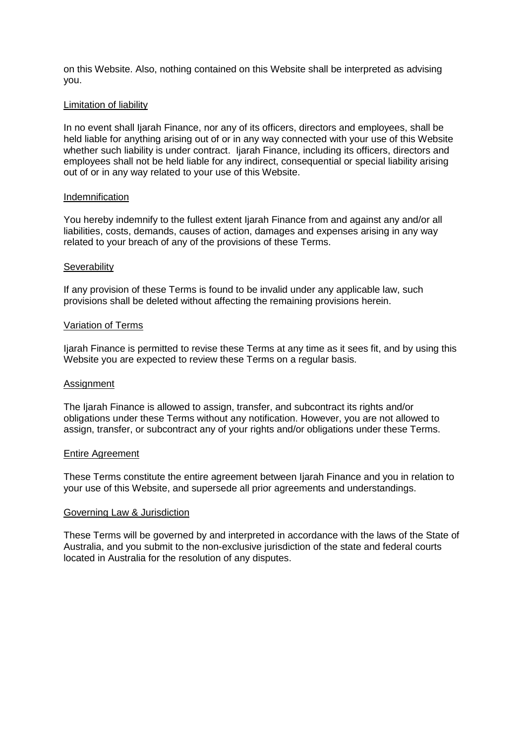on this Website. Also, nothing contained on this Website shall be interpreted as advising you.

## Limitation of liability

In no event shall Ijarah Finance, nor any of its officers, directors and employees, shall be held liable for anything arising out of or in any way connected with your use of this Website whether such liability is under contract. Ijarah Finance, including its officers, directors and employees shall not be held liable for any indirect, consequential or special liability arising out of or in any way related to your use of this Website.

## Indemnification

You hereby indemnify to the fullest extent Ijarah Finance from and against any and/or all liabilities, costs, demands, causes of action, damages and expenses arising in any way related to your breach of any of the provisions of these Terms.

## Severability

If any provision of these Terms is found to be invalid under any applicable law, such provisions shall be deleted without affecting the remaining provisions herein.

## Variation of Terms

Ijarah Finance is permitted to revise these Terms at any time as it sees fit, and by using this Website you are expected to review these Terms on a regular basis.

## Assignment

The Ijarah Finance is allowed to assign, transfer, and subcontract its rights and/or obligations under these Terms without any notification. However, you are not allowed to assign, transfer, or subcontract any of your rights and/or obligations under these Terms.

## Entire Agreement

These Terms constitute the entire agreement between Ijarah Finance and you in relation to your use of this Website, and supersede all prior agreements and understandings.

## Governing Law & Jurisdiction

These Terms will be governed by and interpreted in accordance with the laws of the State of Australia, and you submit to the non-exclusive jurisdiction of the state and federal courts located in Australia for the resolution of any disputes.